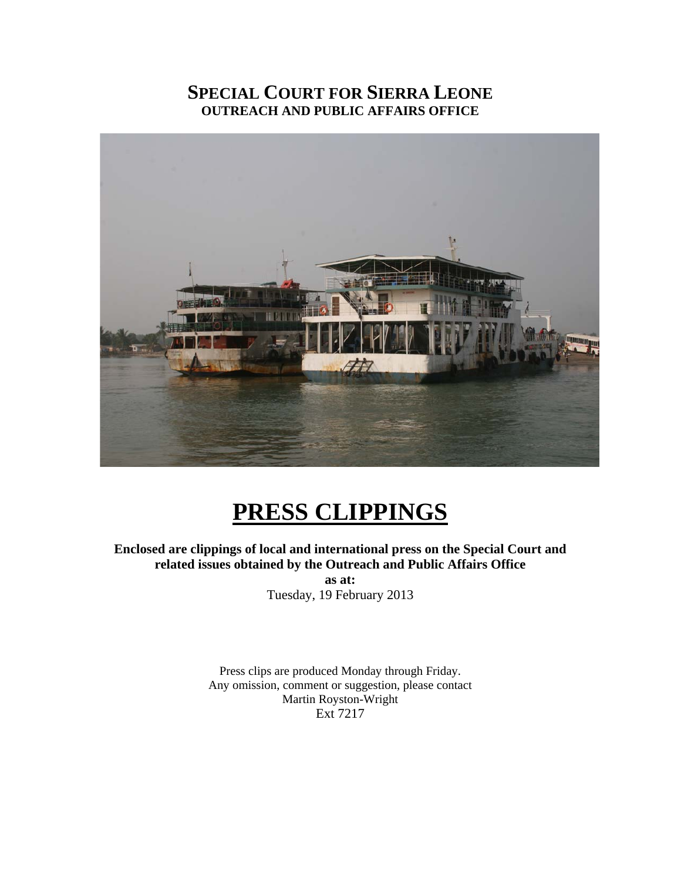# SPECIAL COURT FOR SIERRA LEONE

**OUTREACH AND PUBLIC AFFAIRS OFFICE**

# PRESS CLIPPINGS

**Enclosed are clippings of local and international press on the Special Court and related issues obtained by the Outreach and Public Affairs Office**

**as at:**

Tuesday, 19 February 2013

Press clips are produced Monday through Friday.
Any omission, comment or suggestion, please contact
Martin Royston-Wright
Ext 7217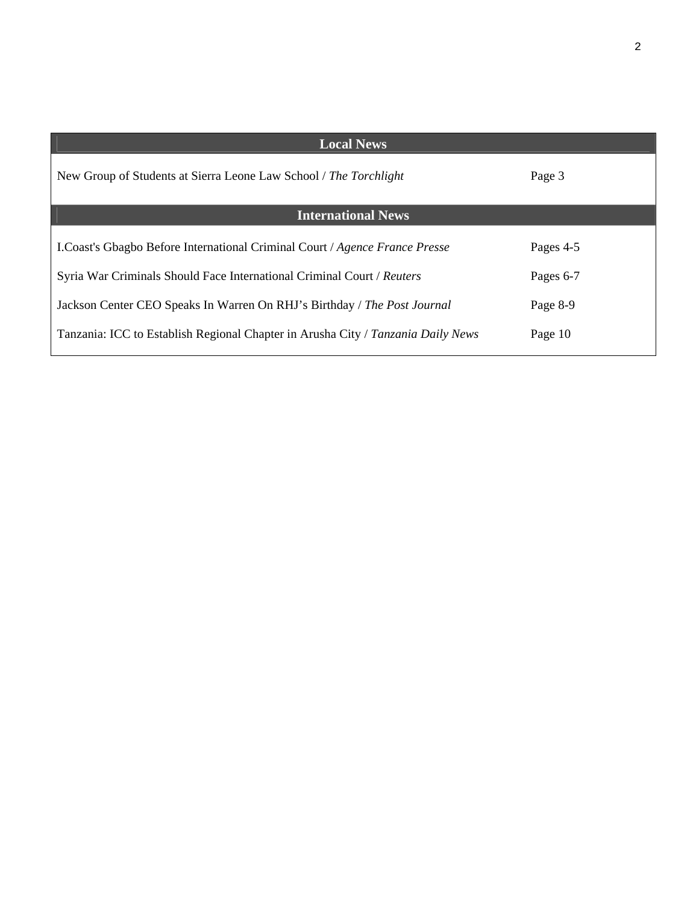| Local News | |
| --- | --- |
| New Group of Students at Sierra Leone Law School / *The Torchlight* | Page 3 |
| **International News** | |
| I.Coast's Gbagbo Before International Criminal Court / *Agence France Presse* | Pages 4-5 |
| Syria War Criminals Should Face International Criminal Court / *Reuters* | Pages 6-7 |
| Jackson Center CEO Speaks In Warren On RHJ's Birthday / *The Post Journal* | Page 8-9 |
| Tanzania: ICC to Establish Regional Chapter in Arusha City / *Tanzania Daily News* | Page 10 |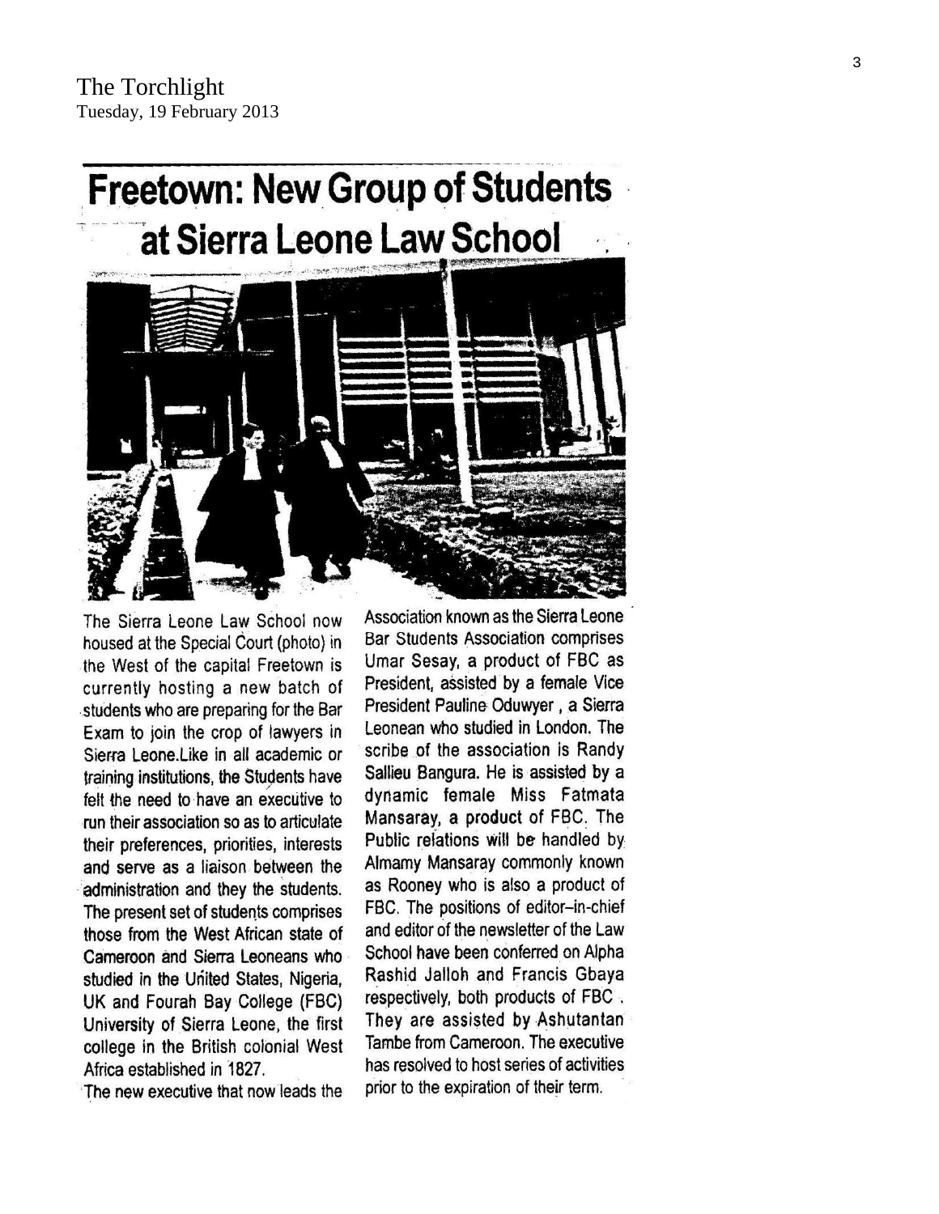The Torchlight
Tuesday, 19 February 2013

# Freetown: New Group of Students at Sierra Leone Law School

The Sierra Leone Law School now housed at the Special Court (photo) in the West of the capital Freetown is currently hosting a new batch of students who are preparing for the Bar Exam to join the crop of lawyers in Sierra Leone.Like in all academic or training institutions, the Students have felt the need to have an executive to run their association so as to articulate their preferences, priorities, interests and serve as a liaison between the administration and they the students. The present set of students comprises those from the West African state of Cameroon and Sierra Leoneans who studied in the United States, Nigeria, UK and Fourah Bay College (FBC) University of Sierra Leone, the first college in the British colonial West Africa established in 1827.

The new executive that now leads the Association known as the Sierra Leone Bar Students Association comprises Umar Sesay, a product of FBC as President, assisted by a female Vice President Pauline Oduwyer , a Sierra Leonean who studied in London. The scribe of the association is Randy Sallieu Bangura. He is assisted by a dynamic female Miss Fatmata Mansaray, a product of FBC. The Public relations will be handled by Almamy Mansaray commonly known as Rooney who is also a product of FBC. The positions of editor–in-chief and editor of the newsletter of the Law School have been conferred on Alpha Rashid Jalloh and Francis Gbaya respectively, both products of FBC . They are assisted by Ashutantan Tambe from Cameroon. The executive has resolved to host series of activities prior to the expiration of their term.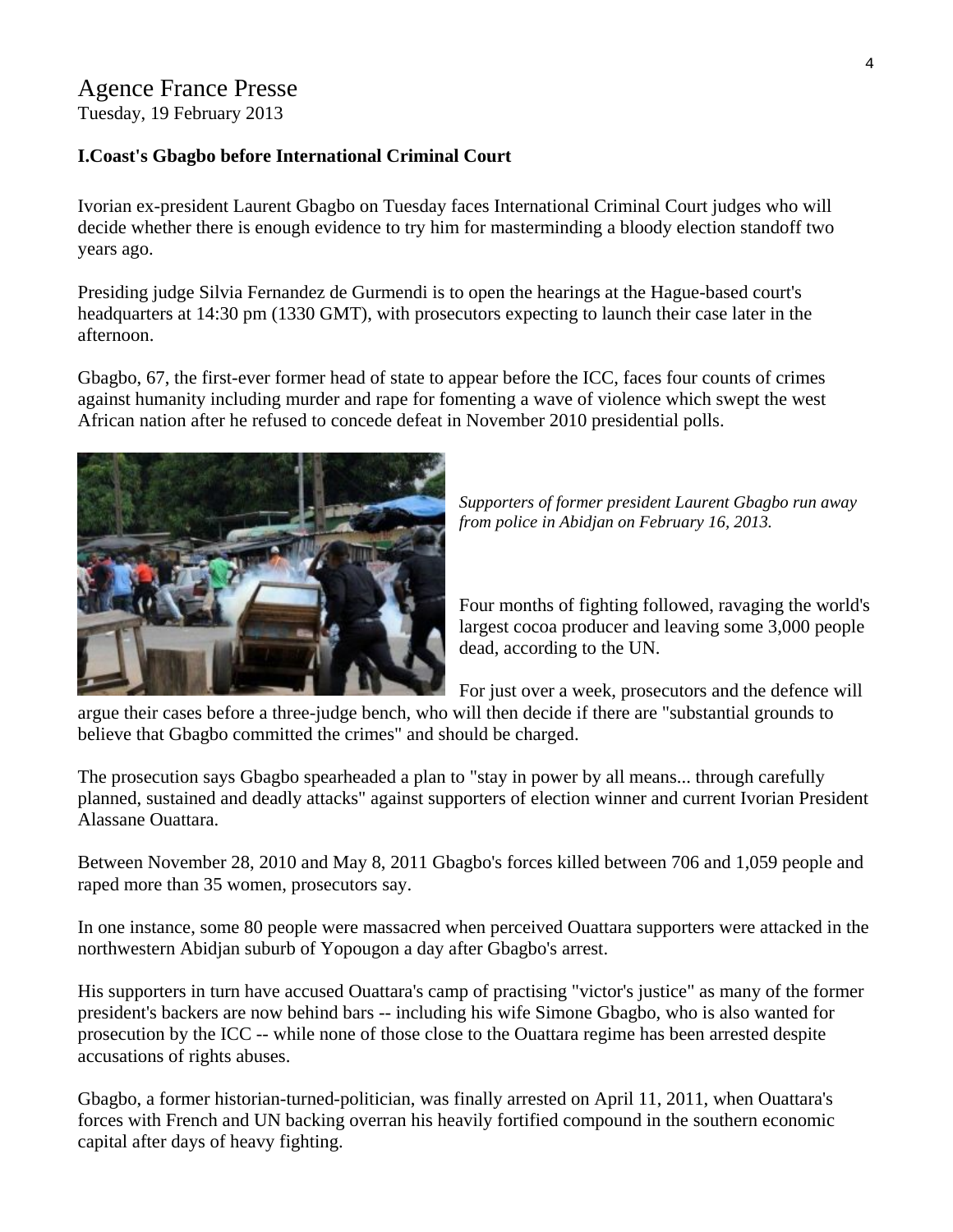# Agence France Presse

Tuesday, 19 February 2013

**I.Coast's Gbagbo before International Criminal Court**

Ivorian ex-president Laurent Gbagbo on Tuesday faces International Criminal Court judges who will decide whether there is enough evidence to try him for masterminding a bloody election standoff two years ago.

Presiding judge Silvia Fernandez de Gurmendi is to open the hearings at the Hague-based court's headquarters at 14:30 pm (1330 GMT), with prosecutors expecting to launch their case later in the afternoon.

Gbagbo, 67, the first-ever former head of state to appear before the ICC, faces four counts of crimes against humanity including murder and rape for fomenting a wave of violence which swept the west African nation after he refused to concede defeat in November 2010 presidential polls.

*Supporters of former president Laurent Gbagbo run away from police in Abidjan on February 16, 2013.*

Four months of fighting followed, ravaging the world's largest cocoa producer and leaving some 3,000 people dead, according to the UN.

For just over a week, prosecutors and the defence will argue their cases before a three-judge bench, who will then decide if there are "substantial grounds to believe that Gbagbo committed the crimes" and should be charged.

The prosecution says Gbagbo spearheaded a plan to "stay in power by all means... through carefully planned, sustained and deadly attacks" against supporters of election winner and current Ivorian President Alassane Ouattara.

Between November 28, 2010 and May 8, 2011 Gbagbo's forces killed between 706 and 1,059 people and raped more than 35 women, prosecutors say.

In one instance, some 80 people were massacred when perceived Ouattara supporters were attacked in the northwestern Abidjan suburb of Yopougon a day after Gbagbo's arrest.

His supporters in turn have accused Ouattara's camp of practising "victor's justice" as many of the former president's backers are now behind bars -- including his wife Simone Gbagbo, who is also wanted for prosecution by the ICC -- while none of those close to the Ouattara regime has been arrested despite accusations of rights abuses.

Gbagbo, a former historian-turned-politician, was finally arrested on April 11, 2011, when Ouattara's forces with French and UN backing overran his heavily fortified compound in the southern economic capital after days of heavy fighting.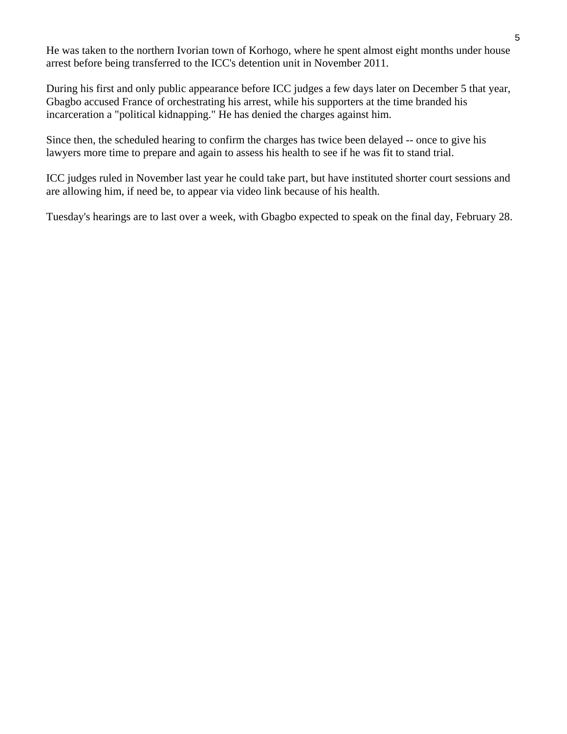He was taken to the northern Ivorian town of Korhogo, where he spent almost eight months under house arrest before being transferred to the ICC's detention unit in November 2011.

During his first and only public appearance before ICC judges a few days later on December 5 that year, Gbagbo accused France of orchestrating his arrest, while his supporters at the time branded his incarceration a "political kidnapping." He has denied the charges against him.

Since then, the scheduled hearing to confirm the charges has twice been delayed -- once to give his lawyers more time to prepare and again to assess his health to see if he was fit to stand trial.

ICC judges ruled in November last year he could take part, but have instituted shorter court sessions and are allowing him, if need be, to appear via video link because of his health.

Tuesday's hearings are to last over a week, with Gbagbo expected to speak on the final day, February 28.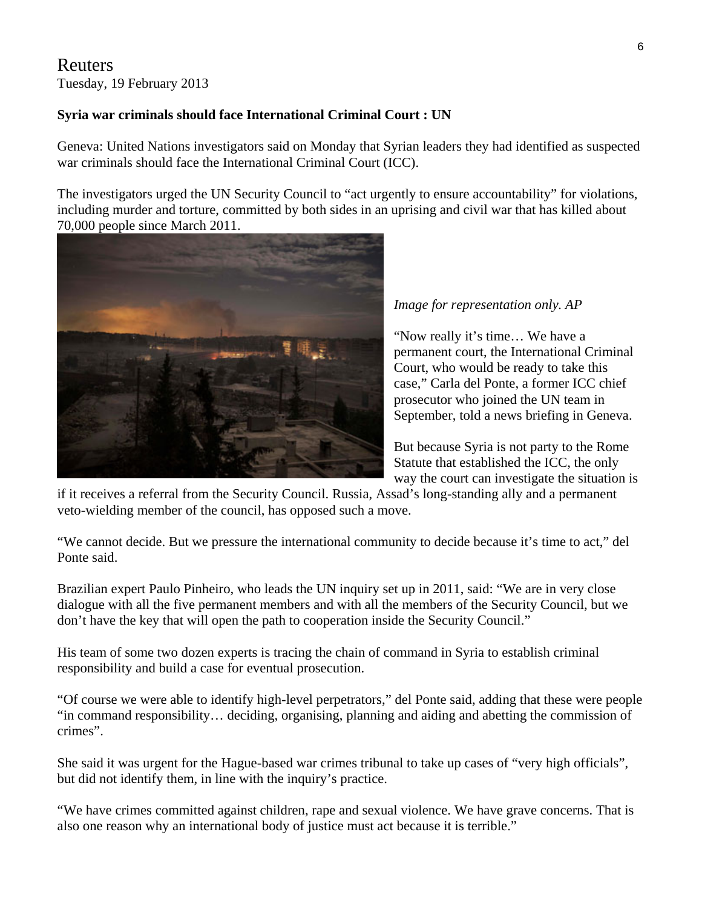Reuters
Tuesday, 19 February 2013

**Syria war criminals should face International Criminal Court : UN**

Geneva: United Nations investigators said on Monday that Syrian leaders they had identified as suspected war criminals should face the International Criminal Court (ICC).

The investigators urged the UN Security Council to "act urgently to ensure accountability" for violations, including murder and torture, committed by both sides in an uprising and civil war that has killed about 70,000 people since March 2011.

*Image for representation only. AP*

"Now really it's time… We have a permanent court, the International Criminal Court, who would be ready to take this case," Carla del Ponte, a former ICC chief prosecutor who joined the UN team in September, told a news briefing in Geneva.

But because Syria is not party to the Rome Statute that established the ICC, the only way the court can investigate the situation is if it receives a referral from the Security Council. Russia, Assad's long-standing ally and a permanent veto-wielding member of the council, has opposed such a move.

"We cannot decide. But we pressure the international community to decide because it's time to act," del Ponte said.

Brazilian expert Paulo Pinheiro, who leads the UN inquiry set up in 2011, said: "We are in very close dialogue with all the five permanent members and with all the members of the Security Council, but we don't have the key that will open the path to cooperation inside the Security Council."

His team of some two dozen experts is tracing the chain of command in Syria to establish criminal responsibility and build a case for eventual prosecution.

"Of course we were able to identify high-level perpetrators," del Ponte said, adding that these were people "in command responsibility… deciding, organising, planning and aiding and abetting the commission of crimes".

She said it was urgent for the Hague-based war crimes tribunal to take up cases of "very high officials", but did not identify them, in line with the inquiry's practice.

"We have crimes committed against children, rape and sexual violence. We have grave concerns. That is also one reason why an international body of justice must act because it is terrible."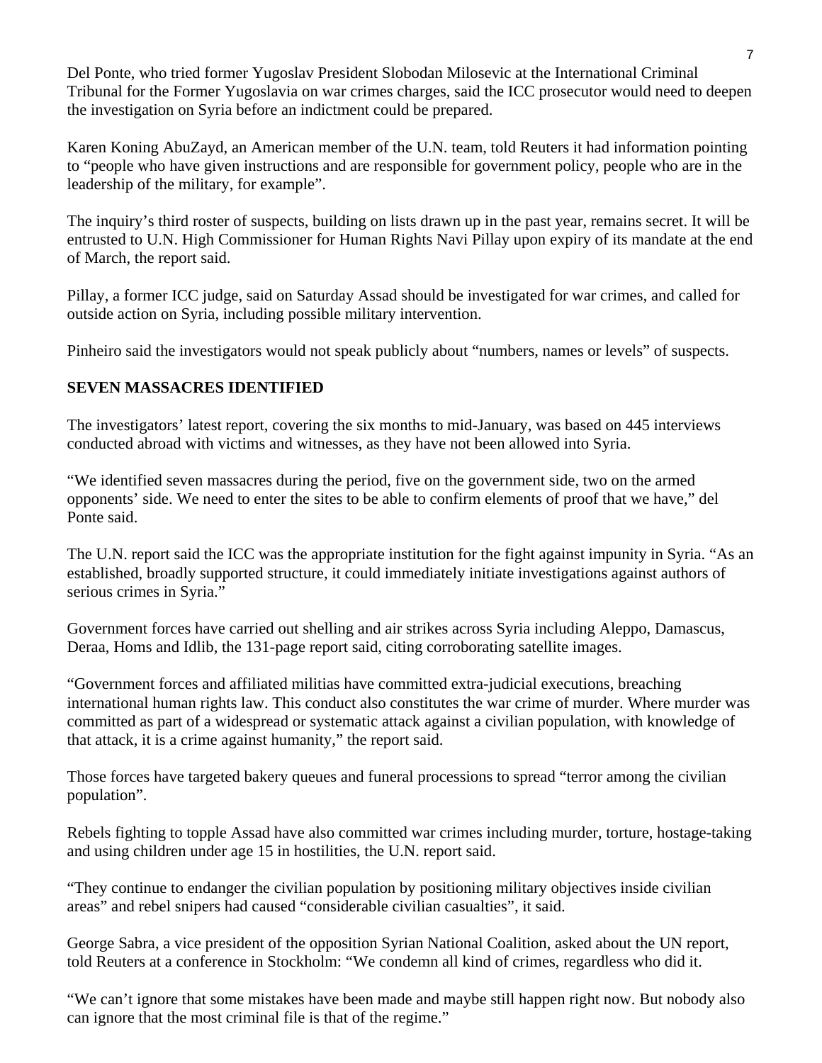Del Ponte, who tried former Yugoslav President Slobodan Milosevic at the International Criminal Tribunal for the Former Yugoslavia on war crimes charges, said the ICC prosecutor would need to deepen the investigation on Syria before an indictment could be prepared.

Karen Koning AbuZayd, an American member of the U.N. team, told Reuters it had information pointing to "people who have given instructions and are responsible for government policy, people who are in the leadership of the military, for example".

The inquiry's third roster of suspects, building on lists drawn up in the past year, remains secret. It will be entrusted to U.N. High Commissioner for Human Rights Navi Pillay upon expiry of its mandate at the end of March, the report said.

Pillay, a former ICC judge, said on Saturday Assad should be investigated for war crimes, and called for outside action on Syria, including possible military intervention.

Pinheiro said the investigators would not speak publicly about "numbers, names or levels" of suspects.

**SEVEN MASSACRES IDENTIFIED**

The investigators' latest report, covering the six months to mid-January, was based on 445 interviews conducted abroad with victims and witnesses, as they have not been allowed into Syria.

"We identified seven massacres during the period, five on the government side, two on the armed opponents' side. We need to enter the sites to be able to confirm elements of proof that we have," del Ponte said.

The U.N. report said the ICC was the appropriate institution for the fight against impunity in Syria. "As an established, broadly supported structure, it could immediately initiate investigations against authors of serious crimes in Syria."

Government forces have carried out shelling and air strikes across Syria including Aleppo, Damascus, Deraa, Homs and Idlib, the 131-page report said, citing corroborating satellite images.

"Government forces and affiliated militias have committed extra-judicial executions, breaching international human rights law. This conduct also constitutes the war crime of murder. Where murder was committed as part of a widespread or systematic attack against a civilian population, with knowledge of that attack, it is a crime against humanity," the report said.

Those forces have targeted bakery queues and funeral processions to spread "terror among the civilian population".

Rebels fighting to topple Assad have also committed war crimes including murder, torture, hostage-taking and using children under age 15 in hostilities, the U.N. report said.

"They continue to endanger the civilian population by positioning military objectives inside civilian areas" and rebel snipers had caused "considerable civilian casualties", it said.

George Sabra, a vice president of the opposition Syrian National Coalition, asked about the UN report, told Reuters at a conference in Stockholm: "We condemn all kind of crimes, regardless who did it.

"We can't ignore that some mistakes have been made and maybe still happen right now. But nobody also can ignore that the most criminal file is that of the regime."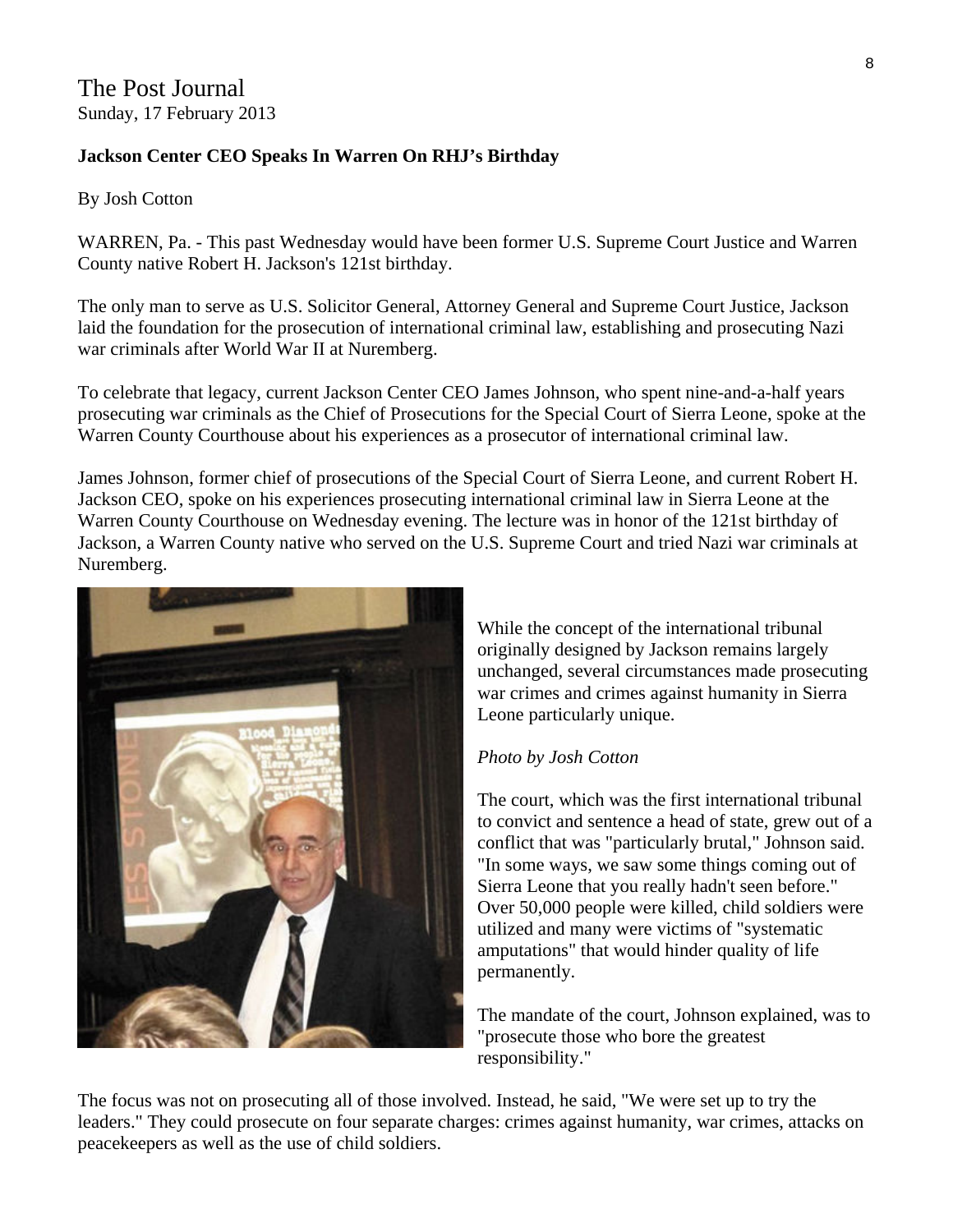# The Post Journal

Sunday, 17 February 2013

**Jackson Center CEO Speaks In Warren On RHJ's Birthday**

By Josh Cotton

WARREN, Pa. - This past Wednesday would have been former U.S. Supreme Court Justice and Warren County native Robert H. Jackson's 121st birthday.

The only man to serve as U.S. Solicitor General, Attorney General and Supreme Court Justice, Jackson laid the foundation for the prosecution of international criminal law, establishing and prosecuting Nazi war criminals after World War II at Nuremberg.

To celebrate that legacy, current Jackson Center CEO James Johnson, who spent nine-and-a-half years prosecuting war criminals as the Chief of Prosecutions for the Special Court of Sierra Leone, spoke at the Warren County Courthouse about his experiences as a prosecutor of international criminal law.

James Johnson, former chief of prosecutions of the Special Court of Sierra Leone, and current Robert H. Jackson CEO, spoke on his experiences prosecuting international criminal law in Sierra Leone at the Warren County Courthouse on Wednesday evening. The lecture was in honor of the 121st birthday of Jackson, a Warren County native who served on the U.S. Supreme Court and tried Nazi war criminals at Nuremberg.

While the concept of the international tribunal originally designed by Jackson remains largely unchanged, several circumstances made prosecuting war crimes and crimes against humanity in Sierra Leone particularly unique.

*Photo by Josh Cotton*

The court, which was the first international tribunal to convict and sentence a head of state, grew out of a conflict that was "particularly brutal," Johnson said. "In some ways, we saw some things coming out of Sierra Leone that you really hadn't seen before." Over 50,000 people were killed, child soldiers were utilized and many were victims of "systematic amputations" that would hinder quality of life permanently.

The mandate of the court, Johnson explained, was to "prosecute those who bore the greatest responsibility."

The focus was not on prosecuting all of those involved. Instead, he said, "We were set up to try the leaders." They could prosecute on four separate charges: crimes against humanity, war crimes, attacks on peacekeepers as well as the use of child soldiers.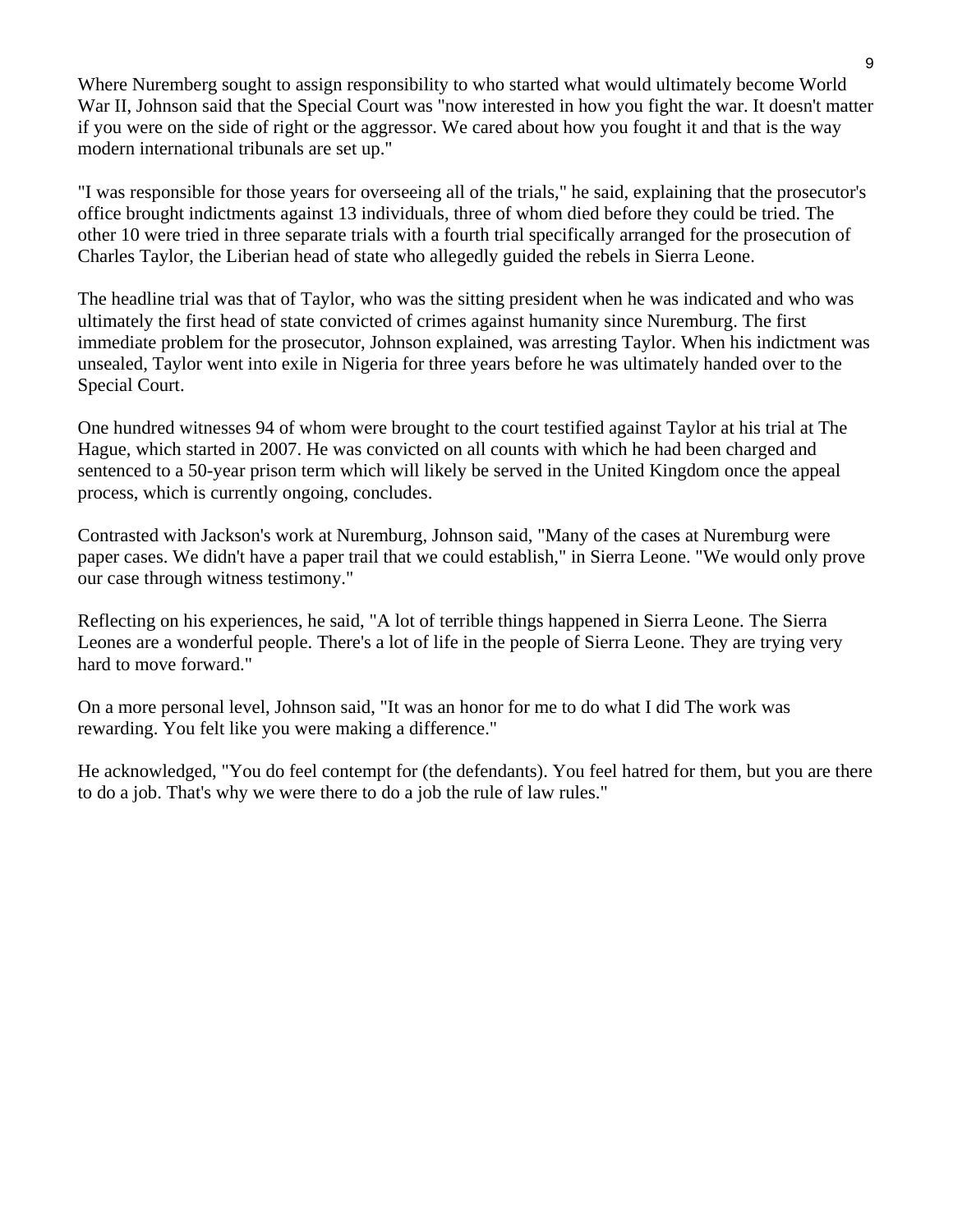Where Nuremberg sought to assign responsibility to who started what would ultimately become World War II, Johnson said that the Special Court was "now interested in how you fight the war. It doesn't matter if you were on the side of right or the aggressor. We cared about how you fought it and that is the way modern international tribunals are set up."

"I was responsible for those years for overseeing all of the trials," he said, explaining that the prosecutor's office brought indictments against 13 individuals, three of whom died before they could be tried. The other 10 were tried in three separate trials with a fourth trial specifically arranged for the prosecution of Charles Taylor, the Liberian head of state who allegedly guided the rebels in Sierra Leone.

The headline trial was that of Taylor, who was the sitting president when he was indicated and who was ultimately the first head of state convicted of crimes against humanity since Nuremburg. The first immediate problem for the prosecutor, Johnson explained, was arresting Taylor. When his indictment was unsealed, Taylor went into exile in Nigeria for three years before he was ultimately handed over to the Special Court.

One hundred witnesses 94 of whom were brought to the court testified against Taylor at his trial at The Hague, which started in 2007. He was convicted on all counts with which he had been charged and sentenced to a 50-year prison term which will likely be served in the United Kingdom once the appeal process, which is currently ongoing, concludes.

Contrasted with Jackson's work at Nuremburg, Johnson said, "Many of the cases at Nuremburg were paper cases. We didn't have a paper trail that we could establish," in Sierra Leone. "We would only prove our case through witness testimony."

Reflecting on his experiences, he said, "A lot of terrible things happened in Sierra Leone. The Sierra Leones are a wonderful people. There's a lot of life in the people of Sierra Leone. They are trying very hard to move forward."

On a more personal level, Johnson said, "It was an honor for me to do what I did The work was rewarding. You felt like you were making a difference."

He acknowledged, "You do feel contempt for (the defendants). You feel hatred for them, but you are there to do a job. That's why we were there to do a job the rule of law rules."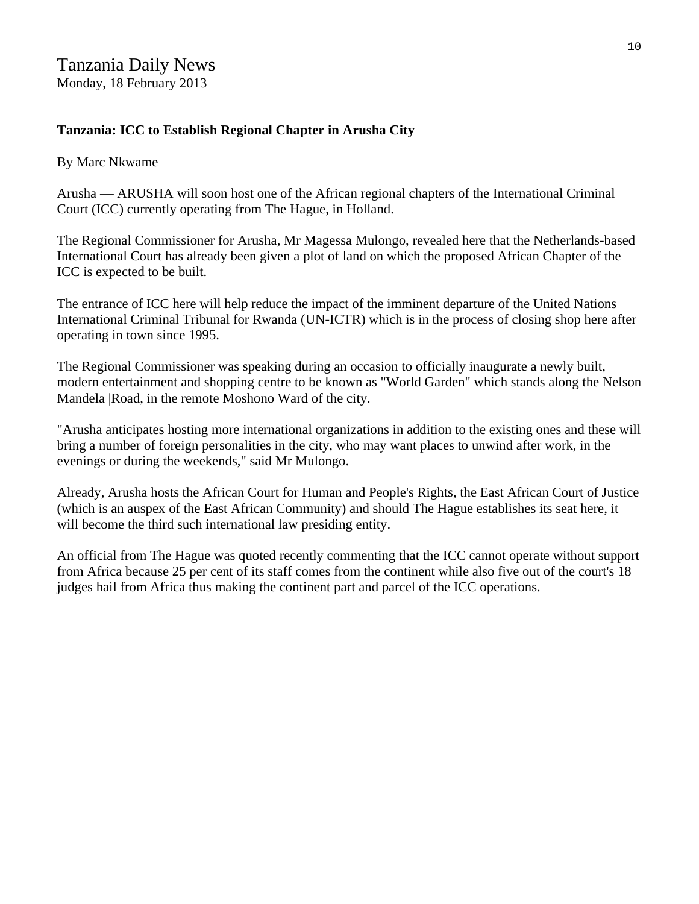Tanzania Daily News
Monday, 18 February 2013

**Tanzania: ICC to Establish Regional Chapter in Arusha City**

By Marc Nkwame

Arusha — ARUSHA will soon host one of the African regional chapters of the International Criminal Court (ICC) currently operating from The Hague, in Holland.

The Regional Commissioner for Arusha, Mr Magessa Mulongo, revealed here that the Netherlands-based International Court has already been given a plot of land on which the proposed African Chapter of the ICC is expected to be built.

The entrance of ICC here will help reduce the impact of the imminent departure of the United Nations International Criminal Tribunal for Rwanda (UN-ICTR) which is in the process of closing shop here after operating in town since 1995.

The Regional Commissioner was speaking during an occasion to officially inaugurate a newly built, modern entertainment and shopping centre to be known as "World Garden" which stands along the Nelson Mandela |Road, in the remote Moshono Ward of the city.

"Arusha anticipates hosting more international organizations in addition to the existing ones and these will bring a number of foreign personalities in the city, who may want places to unwind after work, in the evenings or during the weekends," said Mr Mulongo.

Already, Arusha hosts the African Court for Human and People's Rights, the East African Court of Justice (which is an auspex of the East African Community) and should The Hague establishes its seat here, it will become the third such international law presiding entity.

An official from The Hague was quoted recently commenting that the ICC cannot operate without support from Africa because 25 per cent of its staff comes from the continent while also five out of the court's 18 judges hail from Africa thus making the continent part and parcel of the ICC operations.